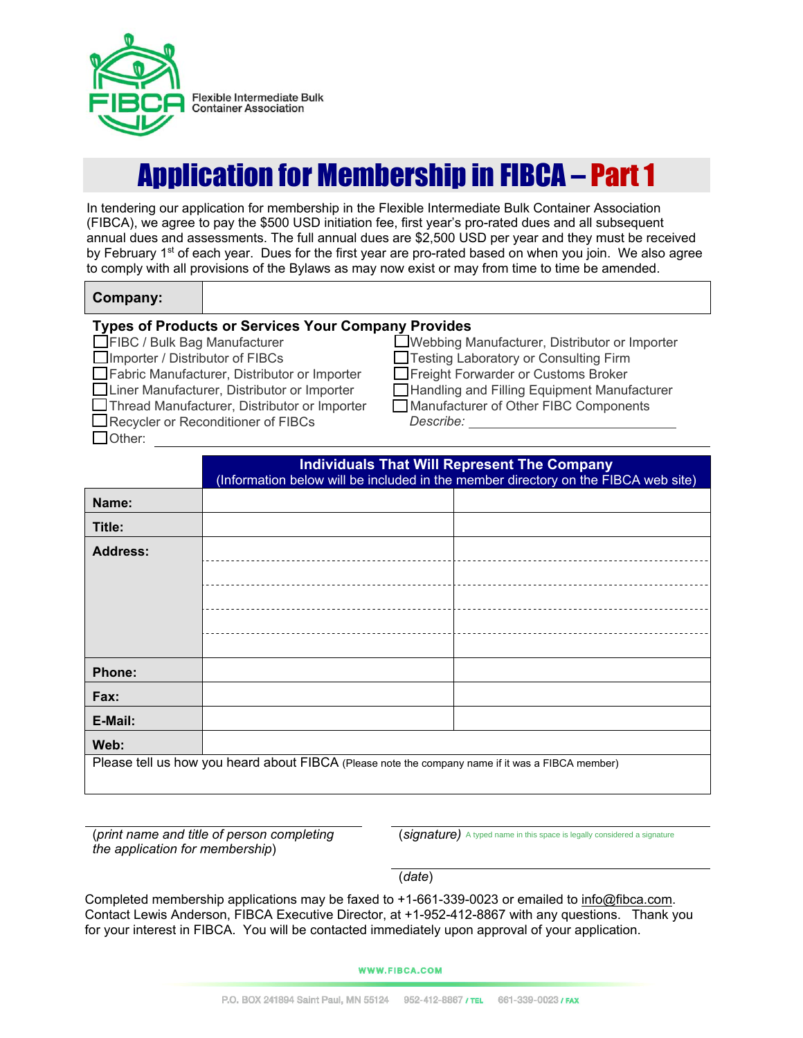Flexible Intermediate Bulk Container Association

# Application for Membership in FIBCA – Part 1

In tendering our application for membership in the Flexible Intermediate Bulk Container Association (FIBCA), we agree to pay the $500 USD initiation fee, first year's pro-rated dues and all subsequent annual dues and assessments. The full annual dues are $2,500 USD per year and they must be received by February 1st of each year. Dues for the first year are pro-rated based on when you join. We also agree to comply with all provisions of the Bylaws as may now exist or may from time to time be amended.

| **Company:** | |
|---|---|

**Types of Products or Services Your Company Provides**

- ☐ FIBC / Bulk Bag Manufacturer
- ☐ Importer / Distributor of FIBCs
- ☐ Fabric Manufacturer, Distributor or Importer
- ☐ Liner Manufacturer, Distributor or Importer
- ☐ Thread Manufacturer, Distributor or Importer
- ☐ Recycler or Reconditioner of FIBCs
- ☐ Other: ______________________
- ☐ Webbing Manufacturer, Distributor or Importer
- ☐ Testing Laboratory or Consulting Firm
- ☐ Freight Forwarder or Customs Broker
- ☐ Handling and Filling Equipment Manufacturer
- ☐ Manufacturer of Other FIBC Components
  *Describe:* ______________________

| | **Individuals That Will Represent The Company** (Information below will be included in the member directory on the FIBCA web site) | |
|---|---|---|
| **Name:** | | |
| **Title:** | | |
| **Address:** | | |
| **Phone:** | | |
| **Fax:** | | |
| **E-Mail:** | | |
| **Web:** | | |

Please tell us how you heard about FIBCA (Please note the company name if it was a FIBCA member)

______________________

(*print name and title of person completing the application for membership*)

______________________

(*signature*) A typed name in this space is legally considered a signature

______________________

(*date*)

Completed membership applications may be faxed to +1-661-339-0023 or emailed to info@fibca.com. Contact Lewis Anderson, FIBCA Executive Director, at +1-952-412-8867 with any questions. Thank you for your interest in FIBCA. You will be contacted immediately upon approval of your application.

WWW.FIBCA.COM

P.O. BOX 241894 Saint Paul, MN 55124 952-412-8867 / TEL 661-339-0023 / FAX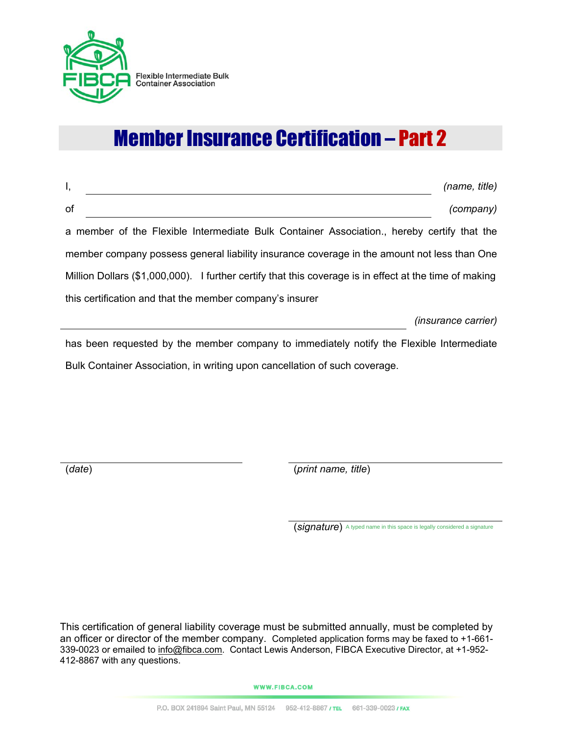Flexible Intermediate Bulk Container Association

# Member Insurance Certification – Part 2

I, ______________________________________________ *(name, title)*

of ______________________________________________ *(company)*

a member of the Flexible Intermediate Bulk Container Association., hereby certify that the member company possess general liability insurance coverage in the amount not less than One Million Dollars ($1,000,000). I further certify that this coverage is in effect at the time of making this certification and that the member company's insurer

______________________________________________ *(insurance carrier)*

has been requested by the member company to immediately notify the Flexible Intermediate Bulk Container Association, in writing upon cancellation of such coverage.

______________________________ (*date*)

______________________________ (*print name, title*)

______________________________ (*signature*) A typed name in this space is legally considered a signature

This certification of general liability coverage must be submitted annually, must be completed by an officer or director of the member company. Completed application forms may be faxed to +1-661-339-0023 or emailed to info@fibca.com. Contact Lewis Anderson, FIBCA Executive Director, at +1-952-412-8867 with any questions.

WWW.FIBCA.COM

P.O. BOX 241894 Saint Paul, MN 55124 952-412-8867 / TEL 661-339-0023 / FAX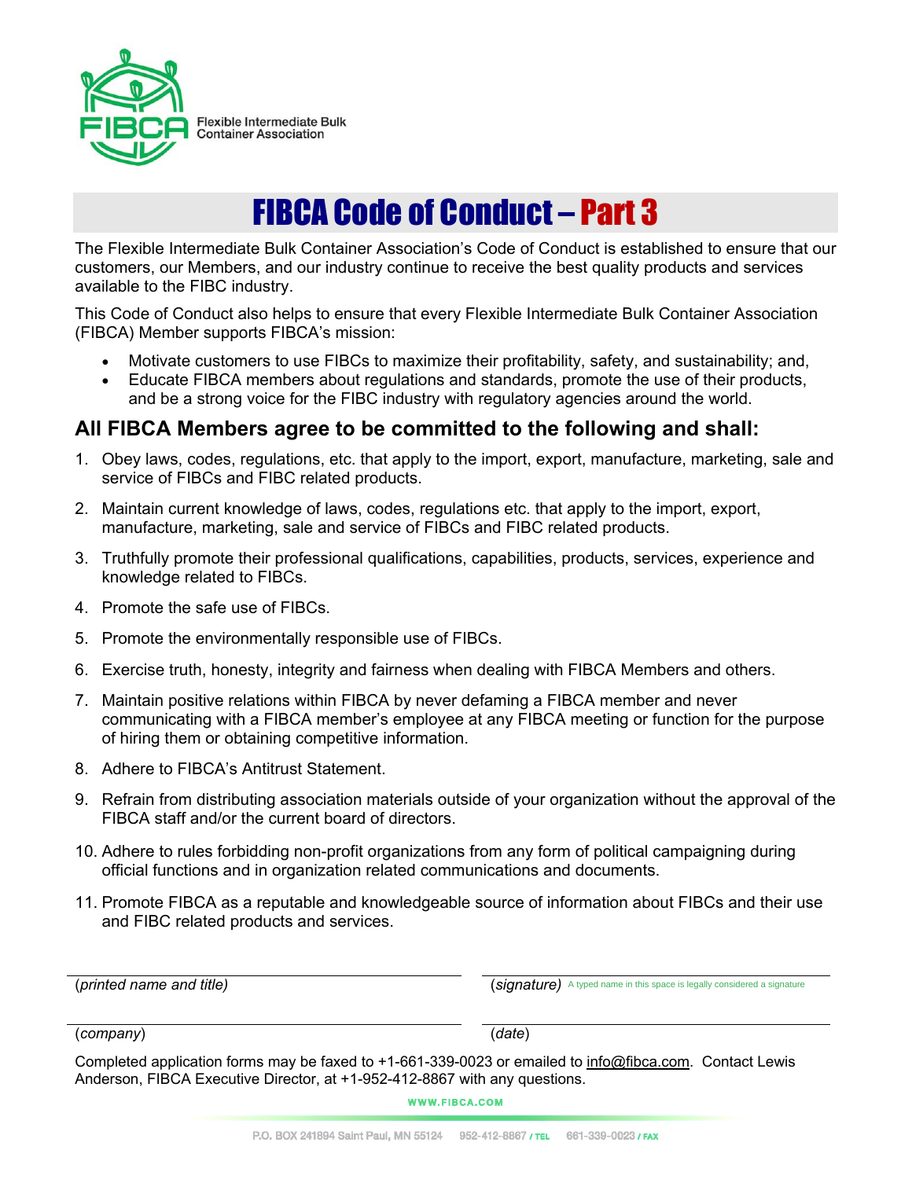Flexible Intermediate Bulk Container Association

# FIBCA Code of Conduct – Part 3

The Flexible Intermediate Bulk Container Association's Code of Conduct is established to ensure that our customers, our Members, and our industry continue to receive the best quality products and services available to the FIBC industry.

This Code of Conduct also helps to ensure that every Flexible Intermediate Bulk Container Association (FIBCA) Member supports FIBCA's mission:

- Motivate customers to use FIBCs to maximize their profitability, safety, and sustainability; and,
- Educate FIBCA members about regulations and standards, promote the use of their products, and be a strong voice for the FIBC industry with regulatory agencies around the world.

## All FIBCA Members agree to be committed to the following and shall:

1. Obey laws, codes, regulations, etc. that apply to the import, export, manufacture, marketing, sale and service of FIBCs and FIBC related products.
2. Maintain current knowledge of laws, codes, regulations etc. that apply to the import, export, manufacture, marketing, sale and service of FIBCs and FIBC related products.
3. Truthfully promote their professional qualifications, capabilities, products, services, experience and knowledge related to FIBCs.
4. Promote the safe use of FIBCs.
5. Promote the environmentally responsible use of FIBCs.
6. Exercise truth, honesty, integrity and fairness when dealing with FIBCA Members and others.
7. Maintain positive relations within FIBCA by never defaming a FIBCA member and never communicating with a FIBCA member's employee at any FIBCA meeting or function for the purpose of hiring them or obtaining competitive information.
8. Adhere to FIBCA's Antitrust Statement.
9. Refrain from distributing association materials outside of your organization without the approval of the FIBCA staff and/or the current board of directors.
10. Adhere to rules forbidding non-profit organizations from any form of political campaigning during official functions and in organization related communications and documents.
11. Promote FIBCA as a reputable and knowledgeable source of information about FIBCs and their use and FIBC related products and services.

(*printed name and title*) (*signature*) A typed name in this space is legally considered a signature

(*company*) (*date*)

Completed application forms may be faxed to +1-661-339-0023 or emailed to info@fibca.com. Contact Lewis Anderson, FIBCA Executive Director, at +1-952-412-8867 with any questions.

WWW.FIBCA.COM

P.O. BOX 241894 Saint Paul, MN 55124 952-412-8867 / TEL 661-339-0023 / FAX